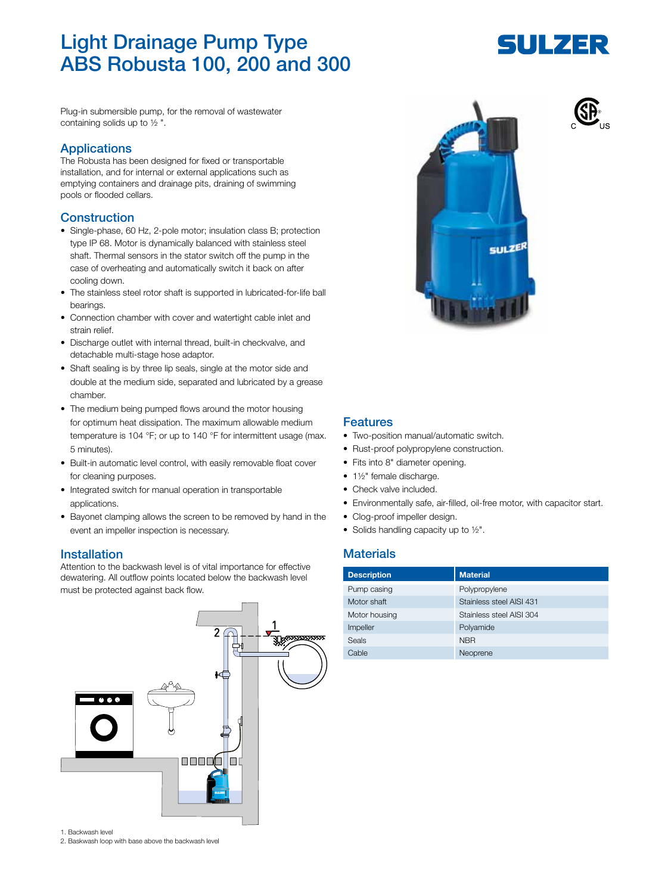# Light Drainage Pump Type ABS Robusta 100, 200 and 300

SULZER

Plug-in submersible pump, for the removal of wastewater containing solids up to ½ ".

## Applications

The Robusta has been designed for fixed or transportable installation, and for internal or external applications such as emptying containers and drainage pits, draining of swimming pools or flooded cellars.

## Construction

- Single-phase, 60 Hz, 2-pole motor; insulation class B; protection type IP 68. Motor is dynamically balanced with stainless steel shaft. Thermal sensors in the stator switch off the pump in the case of overheating and automatically switch it back on after cooling down.
- The stainless steel rotor shaft is supported in lubricated-for-life ball bearings.
- Connection chamber with cover and watertight cable inlet and strain relief.
- Discharge outlet with internal thread, built-in checkvalve, and detachable multi-stage hose adaptor.
- Shaft sealing is by three lip seals, single at the motor side and double at the medium side, separated and lubricated by a grease chamber.
- The medium being pumped flows around the motor housing for optimum heat dissipation. The maximum allowable medium temperature is 104 °F; or up to 140 °F for intermittent usage (max. 5 minutes).
- Built-in automatic level control, with easily removable float cover for cleaning purposes.
- Integrated switch for manual operation in transportable applications.
- Bayonet clamping allows the screen to be removed by hand in the event an impeller inspection is necessary.

## Installation

Attention to the backwash level is of vital importance for effective dewatering. All outflow points located below the backwash level must be protected against back flow.

1. Backwash level
2. Baskwash loop with base above the backwash level

## Features

- Two-position manual/automatic switch.
- Rust-proof polypropylene construction.
- Fits into 8" diameter opening.
- 1½" female discharge.
- Check valve included.
- Environmentally safe, air-filled, oil-free motor, with capacitor start.
- Clog-proof impeller design.
- Solids handling capacity up to ½".

## Materials

| Description | Material |
|---|---|
| Pump casing | Polypropylene |
| Motor shaft | Stainless steel AISI 431 |
| Motor housing | Stainless steel AISI 304 |
| Impeller | Polyamide |
| Seals | NBR |
| Cable | Neoprene |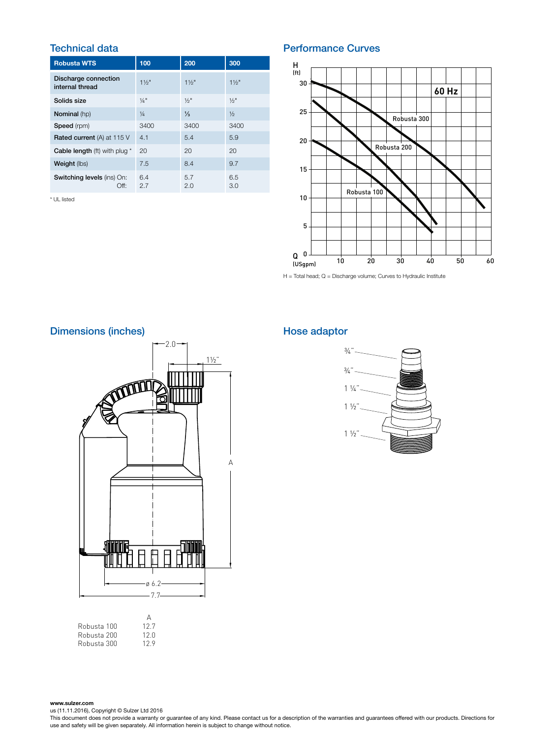## Technical data

| Robusta WTS | 100 | 200 | 300 |
|---|---|---|---|
| Discharge connection internal thread | 1½" | 1½" | 1½" |
| Solids size | ¼" | ½" | ½" |
| Nominal (hp) | ¼ | ⅓ | ½ |
| Speed (rpm) | 3400 | 3400 | 3400 |
| Rated current (A) at 115 V | 4.1 | 5.4 | 5.9 |
| Cable length (ft) with plug * | 20 | 20 | 20 |
| Weight (lbs) | 7.5 | 8.4 | 9.7 |
| Switching levels (ins) On: Off: | 6.4 2.7 | 5.7 2.0 | 6.5 3.0 |

\* UL listed

## Performance Curves

H (ft)

30 25 20 15 10 5 0

Q (USgpm)

10 20 30 40 50 60

60 Hz

Robusta 300

Robusta 200

Robusta 100

H = Total head; Q = Discharge volume; Curves to Hydraulic Institute

## Dimensions (inches)

2.0

1½"

A

ø 6.2

7.7

| | A |
|---|---|
| Robusta 100 | 12.7 |
| Robusta 200 | 12.0 |
| Robusta 300 | 12.9 |

## Hose adaptor

¾"

¾"

1 ¼"

1 ½"

1 ½"

**www.sulzer.com**

us (11.11.2016), Copyright © Sulzer Ltd 2016

This document does not provide a warranty or guarantee of any kind. Please contact us for a description of the warranties and guarantees offered with our products. Directions for use and safety will be given separately. All information herein is subject to change without notice.